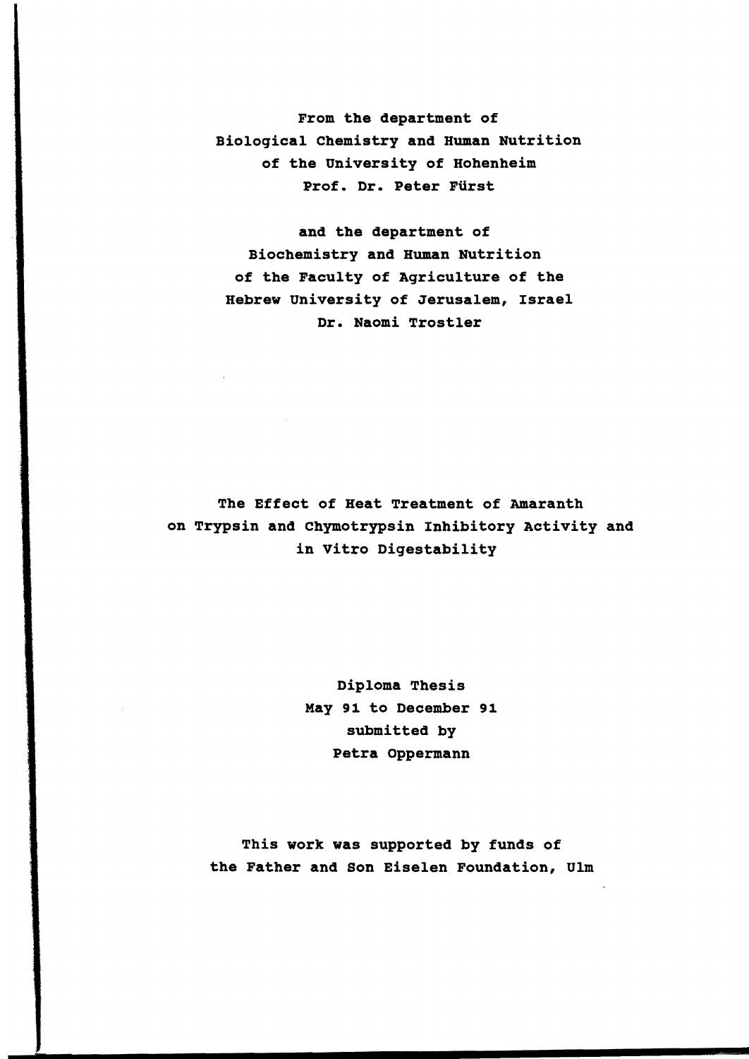From the department of
Biological Chemistry and Human Nutrition
of the University of Hohenheim
Prof. Dr. Peter Fürst

and the department of
Biochemistry and Human Nutrition
of the Faculty of Agriculture of the
Hebrew University of Jerusalem, Israel
Dr. Naomi Trostler

# The Effect of Heat Treatment of Amaranth on Trypsin and Chymotrypsin Inhibitory Activity and in Vitro Digestability

Diploma Thesis
May 91 to December 91
submitted by
Petra Oppermann

This work was supported by funds of
the Father and Son Eiselen Foundation, Ulm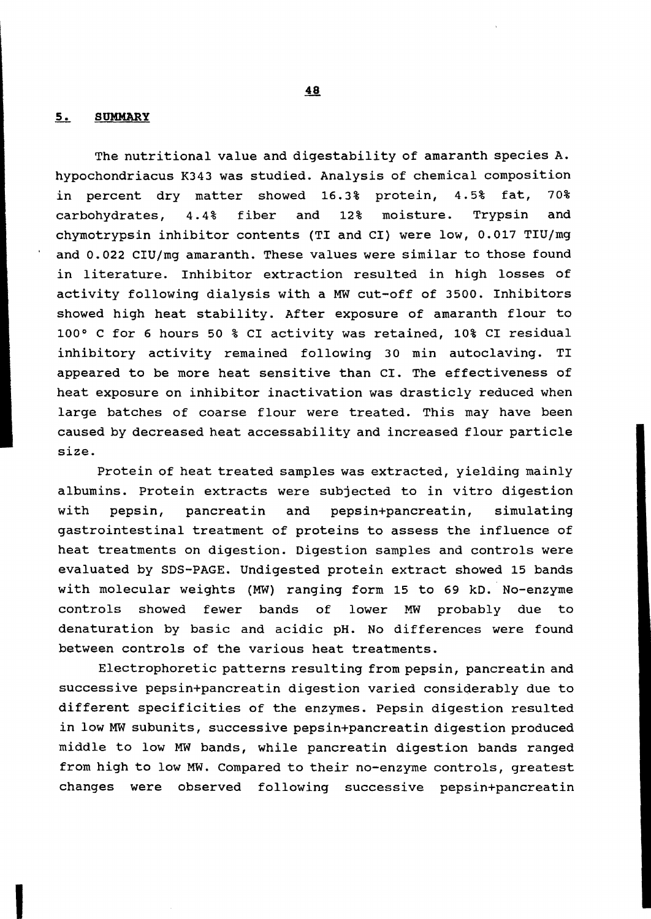## 5. SUMMARY

The nutritional value and digestability of amaranth species A. hypochondriacus K343 was studied. Analysis of chemical composition in percent dry matter showed 16.3% protein, 4.5% fat, 70% carbohydrates, 4.4% fiber and 12% moisture. Trypsin and chymotrypsin inhibitor contents (TI and CI) were low, 0.017 TIU/mg and 0.022 CIU/mg amaranth. These values were similar to those found in literature. Inhibitor extraction resulted in high losses of activity following dialysis with a MW cut-off of 3500. Inhibitors showed high heat stability. After exposure of amaranth flour to 100° C for 6 hours 50 % CI activity was retained, 10% CI residual inhibitory activity remained following 30 min autoclaving. TI appeared to be more heat sensitive than CI. The effectiveness of heat exposure on inhibitor inactivation was drasticly reduced when large batches of coarse flour were treated. This may have been caused by decreased heat accessability and increased flour particle size.

Protein of heat treated samples was extracted, yielding mainly albumins. Protein extracts were subjected to in vitro digestion with pepsin, pancreatin and pepsin+pancreatin, simulating gastrointestinal treatment of proteins to assess the influence of heat treatments on digestion. Digestion samples and controls were evaluated by SDS-PAGE. Undigested protein extract showed 15 bands with molecular weights (MW) ranging form 15 to 69 kD. No-enzyme controls showed fewer bands of lower MW probably due to denaturation by basic and acidic pH. No differences were found between controls of the various heat treatments.

Electrophoretic patterns resulting from pepsin, pancreatin and successive pepsin+pancreatin digestion varied considerably due to different specificities of the enzymes. Pepsin digestion resulted in low MW subunits, successive pepsin+pancreatin digestion produced middle to low MW bands, while pancreatin digestion bands ranged from high to low MW. Compared to their no-enzyme controls, greatest changes were observed following successive pepsin+pancreatin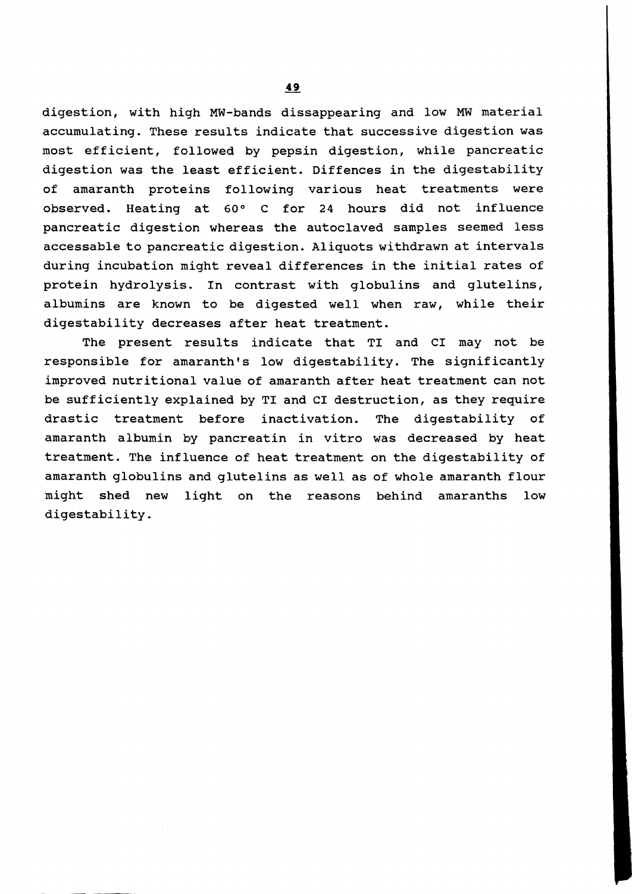digestion, with high MW-bands dissappearing and low MW material accumulating. These results indicate that successive digestion was most efficient, followed by pepsin digestion, while pancreatic digestion was the least efficient. Diffences in the digestability of amaranth proteins following various heat treatments were observed. Heating at 60° C for 24 hours did not influence pancreatic digestion whereas the autoclaved samples seemed less accessable to pancreatic digestion. Aliquots withdrawn at intervals during incubation might reveal differences in the initial rates of protein hydrolysis. In contrast with globulins and glutelins, albumins are known to be digested well when raw, while their digestability decreases after heat treatment.

The present results indicate that TI and CI may not be responsible for amaranth's low digestability. The significantly improved nutritional value of amaranth after heat treatment can not be sufficiently explained by TI and CI destruction, as they require drastic treatment before inactivation. The digestability of amaranth albumin by pancreatin in vitro was decreased by heat treatment. The influence of heat treatment on the digestability of amaranth globulins and glutelins as well as of whole amaranth flour might shed new light on the reasons behind amaranths low digestability.